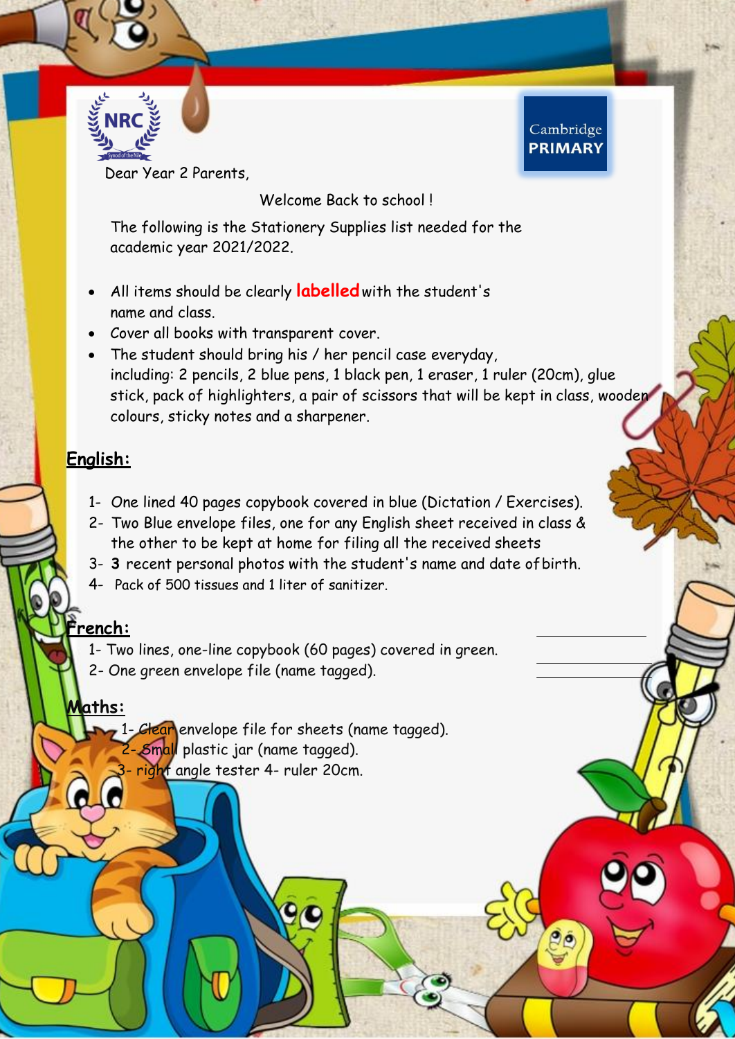NRC

Cambridge PRIMARY

Dear Year 2 Parents,

Welcome Back to school !

The following is the Stationery Supplies list needed for the academic year 2021/2022.

- All items should be clearly **labelled** with the student's name and class.
- Cover all books with transparent cover.
- The student should bring his / her pencil case everyday, including: 2 pencils, 2 blue pens, 1 black pen, 1 eraser, 1 ruler (20cm), glue stick, pack of highlighters, a pair of scissors that will be kept in class, wooden colours, sticky notes and a sharpener.

## English:

1- One lined 40 pages copybook covered in blue (Dictation / Exercises).
2- Two Blue envelope files, one for any English sheet received in class & the other to be kept at home for filing all the received sheets
3- **3** recent personal photos with the student's name and date of birth.
4- Pack of 500 tissues and 1 liter of sanitizer.

## French:

1- Two lines, one-line copybook (60 pages) covered in green.
2- One green envelope file (name tagged).

## Maths:

1- Clear envelope file for sheets (name tagged).
2- Small plastic jar (name tagged).
3- right angle tester 4- ruler 20cm.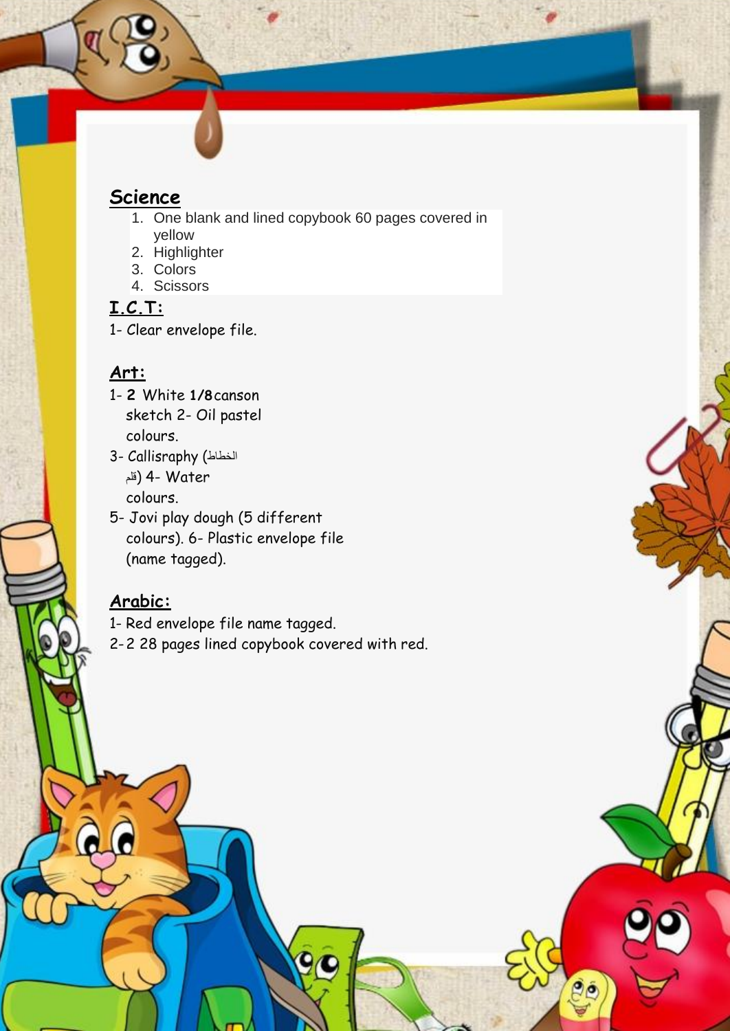## Science

1. One blank and lined copybook 60 pages covered in yellow
2. Highlighter
3. Colors
4. Scissors

## I.C.T:

1- Clear envelope file.

## Art:

1- **2** White **1/8** canson sketch 2- Oil pastel colours.
3- Callisraphy (الخطاط قلم) 4- Water colours.
5- Jovi play dough (5 different colours). 6- Plastic envelope file (name tagged).

## Arabic:

1- Red envelope file name tagged.
2- 2 28 pages lined copybook covered with red.